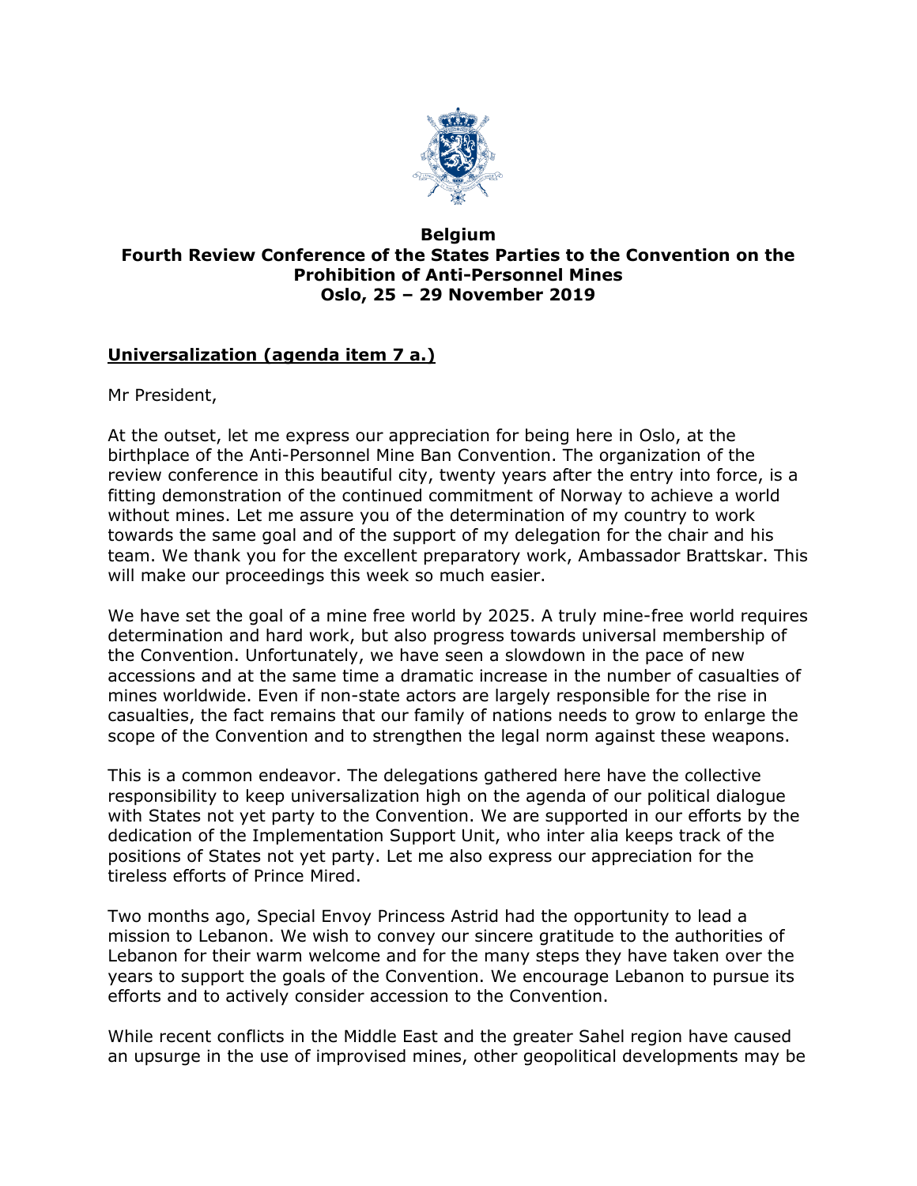**Belgium**
**Fourth Review Conference of the States Parties to the Convention on the Prohibition of Anti-Personnel Mines**
**Oslo, 25 – 29 November 2019**

**Universalization (agenda item 7 a.)**

Mr President,

At the outset, let me express our appreciation for being here in Oslo, at the birthplace of the Anti-Personnel Mine Ban Convention. The organization of the review conference in this beautiful city, twenty years after the entry into force, is a fitting demonstration of the continued commitment of Norway to achieve a world without mines. Let me assure you of the determination of my country to work towards the same goal and of the support of my delegation for the chair and his team. We thank you for the excellent preparatory work, Ambassador Brattskar. This will make our proceedings this week so much easier.

We have set the goal of a mine free world by 2025. A truly mine-free world requires determination and hard work, but also progress towards universal membership of the Convention. Unfortunately, we have seen a slowdown in the pace of new accessions and at the same time a dramatic increase in the number of casualties of mines worldwide. Even if non-state actors are largely responsible for the rise in casualties, the fact remains that our family of nations needs to grow to enlarge the scope of the Convention and to strengthen the legal norm against these weapons.

This is a common endeavor. The delegations gathered here have the collective responsibility to keep universalization high on the agenda of our political dialogue with States not yet party to the Convention. We are supported in our efforts by the dedication of the Implementation Support Unit, who inter alia keeps track of the positions of States not yet party. Let me also express our appreciation for the tireless efforts of Prince Mired.

Two months ago, Special Envoy Princess Astrid had the opportunity to lead a mission to Lebanon. We wish to convey our sincere gratitude to the authorities of Lebanon for their warm welcome and for the many steps they have taken over the years to support the goals of the Convention. We encourage Lebanon to pursue its efforts and to actively consider accession to the Convention.

While recent conflicts in the Middle East and the greater Sahel region have caused an upsurge in the use of improvised mines, other geopolitical developments may be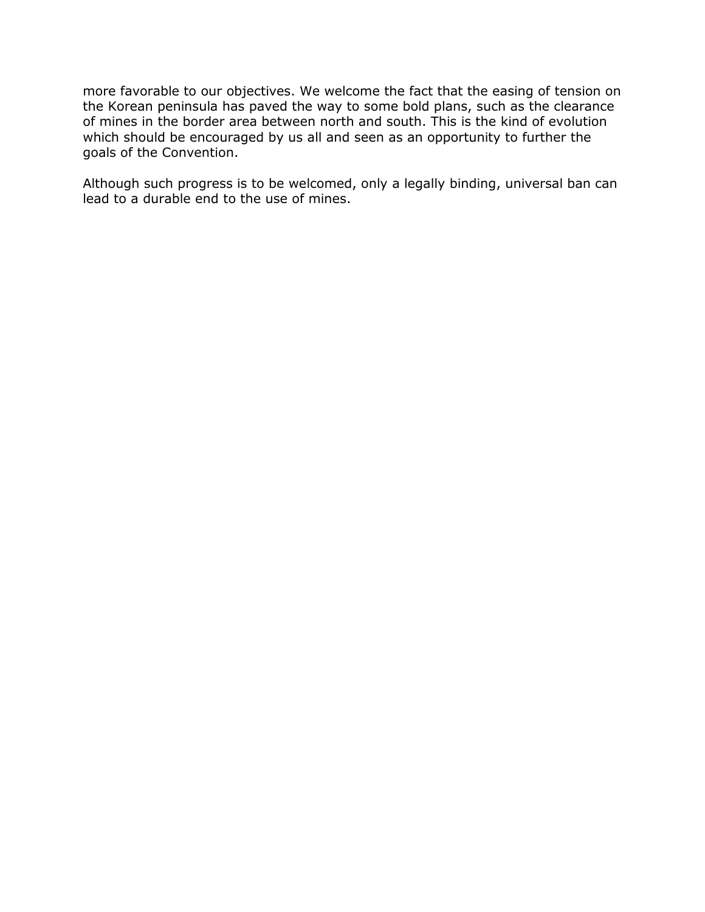more favorable to our objectives. We welcome the fact that the easing of tension on the Korean peninsula has paved the way to some bold plans, such as the clearance of mines in the border area between north and south. This is the kind of evolution which should be encouraged by us all and seen as an opportunity to further the goals of the Convention.

Although such progress is to be welcomed, only a legally binding, universal ban can lead to a durable end to the use of mines.